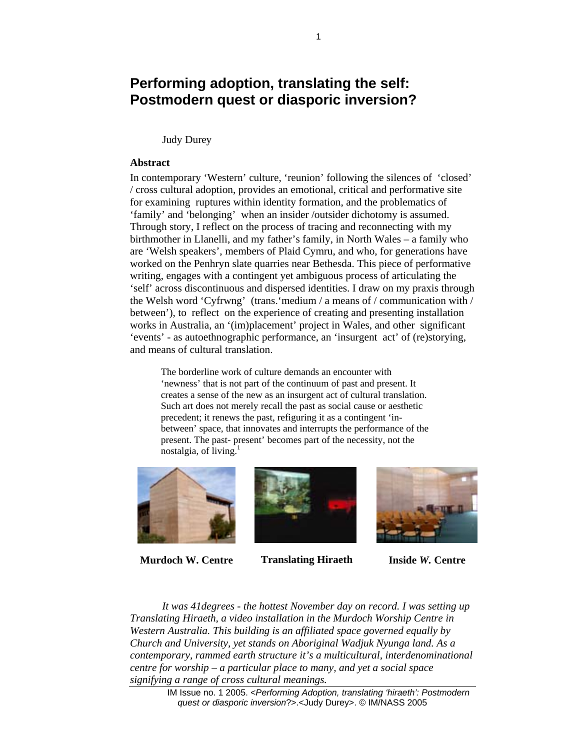# Performing adoption, translating the self: Postmodern quest or diasporic inversion?

Judy Durey

**Abstract**

In contemporary 'Western' culture, 'reunion' following the silences of 'closed' / cross cultural adoption, provides an emotional, critical and performative site for examining ruptures within identity formation, and the problematics of 'family' and 'belonging' when an insider /outsider dichotomy is assumed. Through story, I reflect on the process of tracing and reconnecting with my birthmother in Llanelli, and my father's family, in North Wales – a family who are 'Welsh speakers', members of Plaid Cymru, and who, for generations have worked on the Penhryn slate quarries near Bethesda. This piece of performative writing, engages with a contingent yet ambiguous process of articulating the 'self' across discontinuous and dispersed identities. I draw on my praxis through the Welsh word 'Cyfrwng' (trans.'medium / a means of / communication with / between'), to reflect on the experience of creating and presenting installation works in Australia, an '(im)placement' project in Wales, and other significant 'events' - as autoethnographic performance, an 'insurgent act' of (re)storying, and means of cultural translation.

> The borderline work of culture demands an encounter with 'newness' that is not part of the continuum of past and present. It creates a sense of the new as an insurgent act of cultural translation. Such art does not merely recall the past as social cause or aesthetic precedent; it renews the past, refiguring it as a contingent 'in-between' space, that innovates and interrupts the performance of the present. The past- present' becomes part of the necessity, not the nostalgia, of living.[1]

**Murdoch W. Centre** | **Translating Hiraeth** | **Inside *W.* Centre**

*It was 41degrees - the hottest November day on record. I was setting up Translating Hiraeth, a video installation in the Murdoch Worship Centre in Western Australia. This building is an affiliated space governed equally by Church and University, yet stands on Aboriginal Wadjuk Nyunga land. As a contemporary, rammed earth structure it's a multicultural, interdenominational centre for worship – a particular place to many, and yet a social space signifying a range of cross cultural meanings.*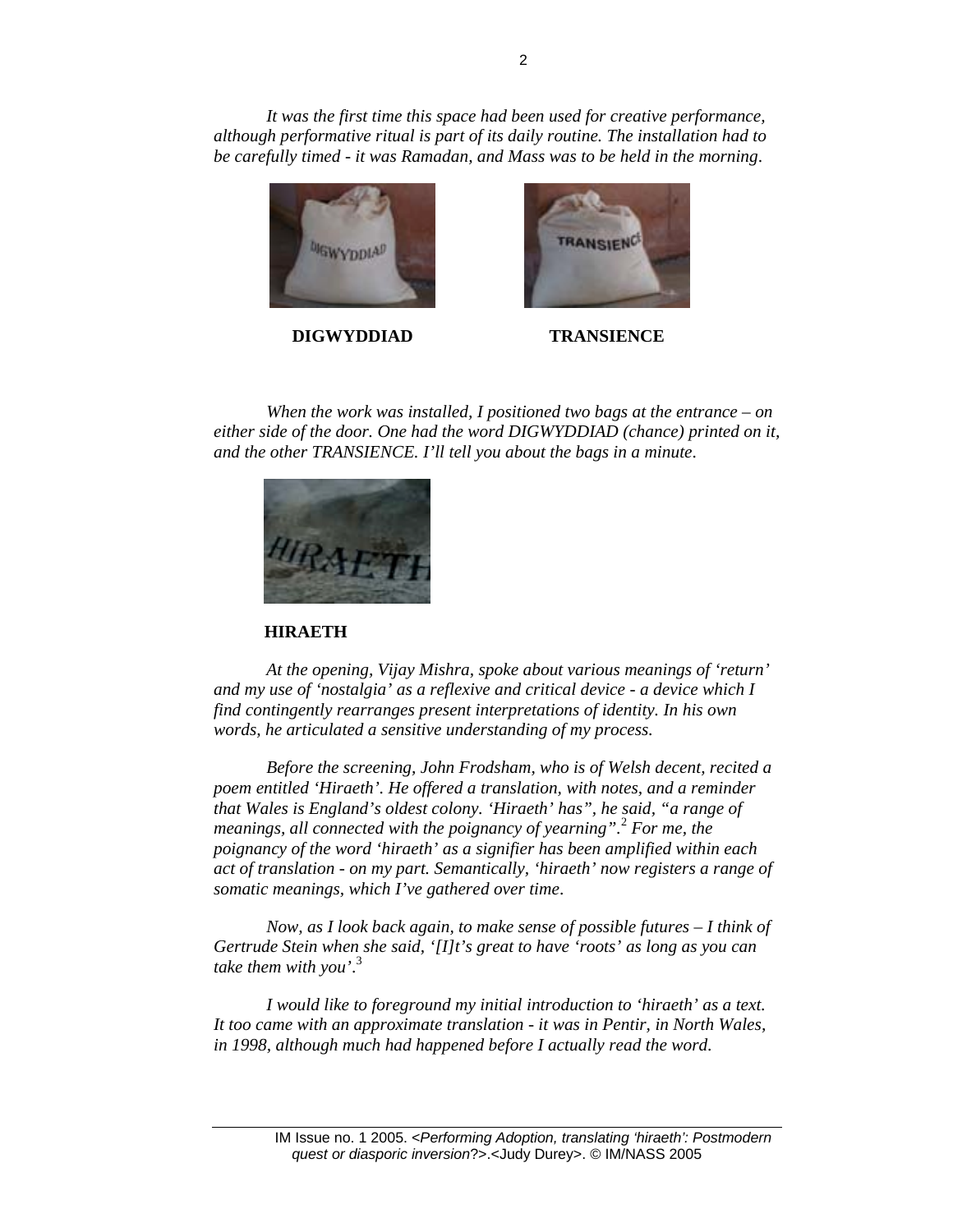*It was the first time this space had been used for creative performance, although performative ritual is part of its daily routine. The installation had to be carefully timed - it was Ramadan, and Mass was to be held in the morning.*

**DIGWYDDIAD** **TRANSIENCE**

*When the work was installed, I positioned two bags at the entrance – on either side of the door. One had the word DIGWYDDIAD (chance) printed on it, and the other TRANSIENCE. I'll tell you about the bags in a minute.*

**HIRAETH**

*At the opening, Vijay Mishra, spoke about various meanings of 'return' and my use of 'nostalgia' as a reflexive and critical device - a device which I find contingently rearranges present interpretations of identity. In his own words, he articulated a sensitive understanding of my process.*

*Before the screening, John Frodsham, who is of Welsh decent, recited a poem entitled 'Hiraeth'. He offered a translation, with notes, and a reminder that Wales is England's oldest colony. 'Hiraeth' has", he said, "a range of meanings, all connected with the poignancy of yearning".*[2] *For me, the poignancy of the word 'hiraeth' as a signifier has been amplified within each act of translation - on my part. Semantically, 'hiraeth' now registers a range of somatic meanings, which I've gathered over time.*

*Now, as I look back again, to make sense of possible futures – I think of Gertrude Stein when she said, '[I]t's great to have 'roots' as long as you can take them with you'.*[3]

*I would like to foreground my initial introduction to 'hiraeth' as a text. It too came with an approximate translation - it was in Pentir, in North Wales, in 1998, although much had happened before I actually read the word.*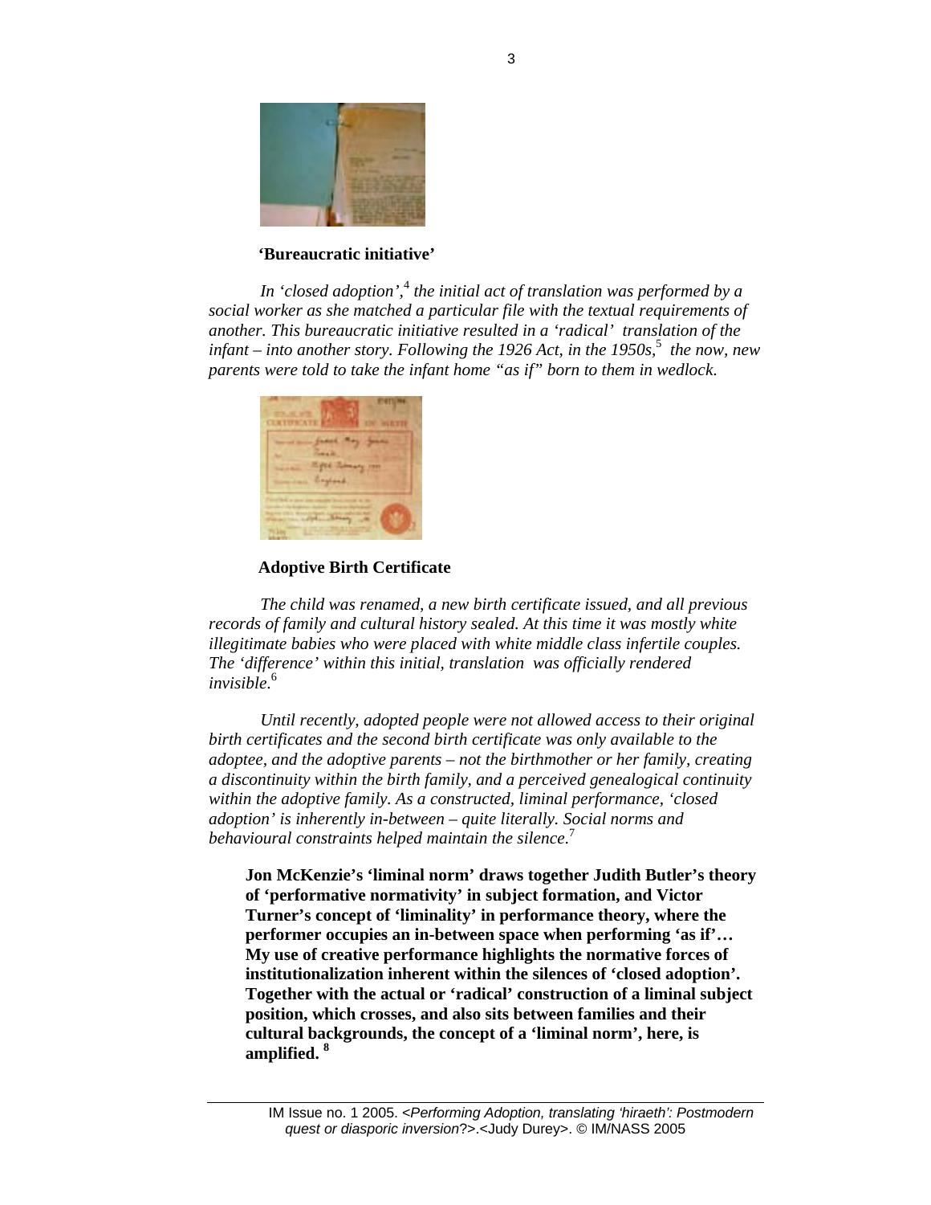**'Bureaucratic initiative'**

*In 'closed adoption',[4] the initial act of translation was performed by a social worker as she matched a particular file with the textual requirements of another. This bureaucratic initiative resulted in a 'radical' translation of the infant – into another story. Following the 1926 Act, in the 1950s,[5] the now, new parents were told to take the infant home "as if" born to them in wedlock.*

**Adoptive Birth Certificate**

*The child was renamed, a new birth certificate issued, and all previous records of family and cultural history sealed. At this time it was mostly white illegitimate babies who were placed with white middle class infertile couples. The 'difference' within this initial, translation was officially rendered invisible.*[6]

*Until recently, adopted people were not allowed access to their original birth certificates and the second birth certificate was only available to the adoptee, and the adoptive parents – not the birthmother or her family, creating a discontinuity within the birth family, and a perceived genealogical continuity within the adoptive family. As a constructed, liminal performance, 'closed adoption' is inherently in-between – quite literally. Social norms and behavioural constraints helped maintain the silence.*[7]

> **Jon McKenzie's 'liminal norm' draws together Judith Butler's theory of 'performative normativity' in subject formation, and Victor Turner's concept of 'liminality' in performance theory, where the performer occupies an in-between space when performing 'as if'… My use of creative performance highlights the normative forces of institutionalization inherent within the silences of 'closed adoption'. Together with the actual or 'radical' construction of a liminal subject position, which crosses, and also sits between families and their cultural backgrounds, the concept of a 'liminal norm', here, is amplified.** [8]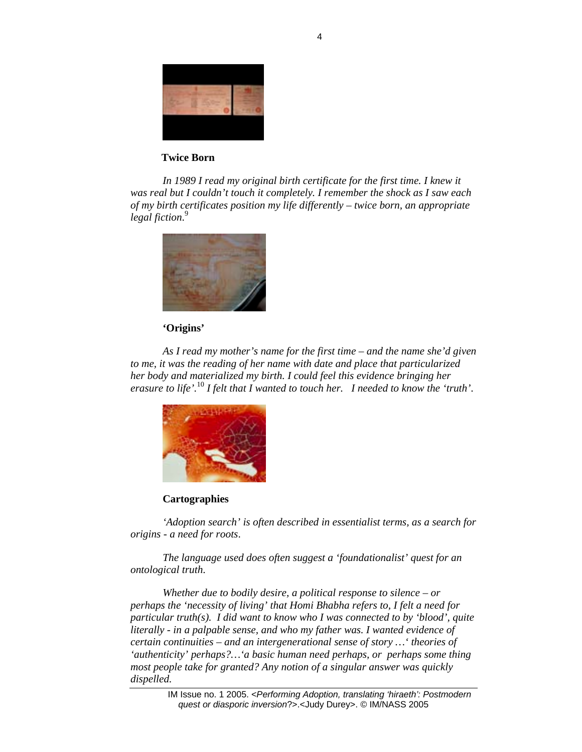**Twice Born**

*In 1989 I read my original birth certificate for the first time. I knew it was real but I couldn't touch it completely. I remember the shock as I saw each of my birth certificates position my life differently – twice born, an appropriate legal fiction.*[9]

**'Origins'**

*As I read my mother's name for the first time – and the name she'd given to me, it was the reading of her name with date and place that particularized her body and materialized my birth. I could feel this evidence bringing her erasure to life'.*[10] *I felt that I wanted to touch her. I needed to know the 'truth'.*

**Cartographies**

*'Adoption search' is often described in essentialist terms, as a search for origins - a need for roots.*

*The language used does often suggest a 'foundationalist' quest for an ontological truth.*

*Whether due to bodily desire, a political response to silence – or perhaps the 'necessity of living' that Homi Bhabha refers to, I felt a need for particular truth(s). I did want to know who I was connected to by 'blood', quite literally - in a palpable sense, and who my father was. I wanted evidence of certain continuities – and an intergenerational sense of story …' theories of 'authenticity' perhaps?…'a basic human need perhaps, or perhaps some thing most people take for granted? Any notion of a singular answer was quickly dispelled.*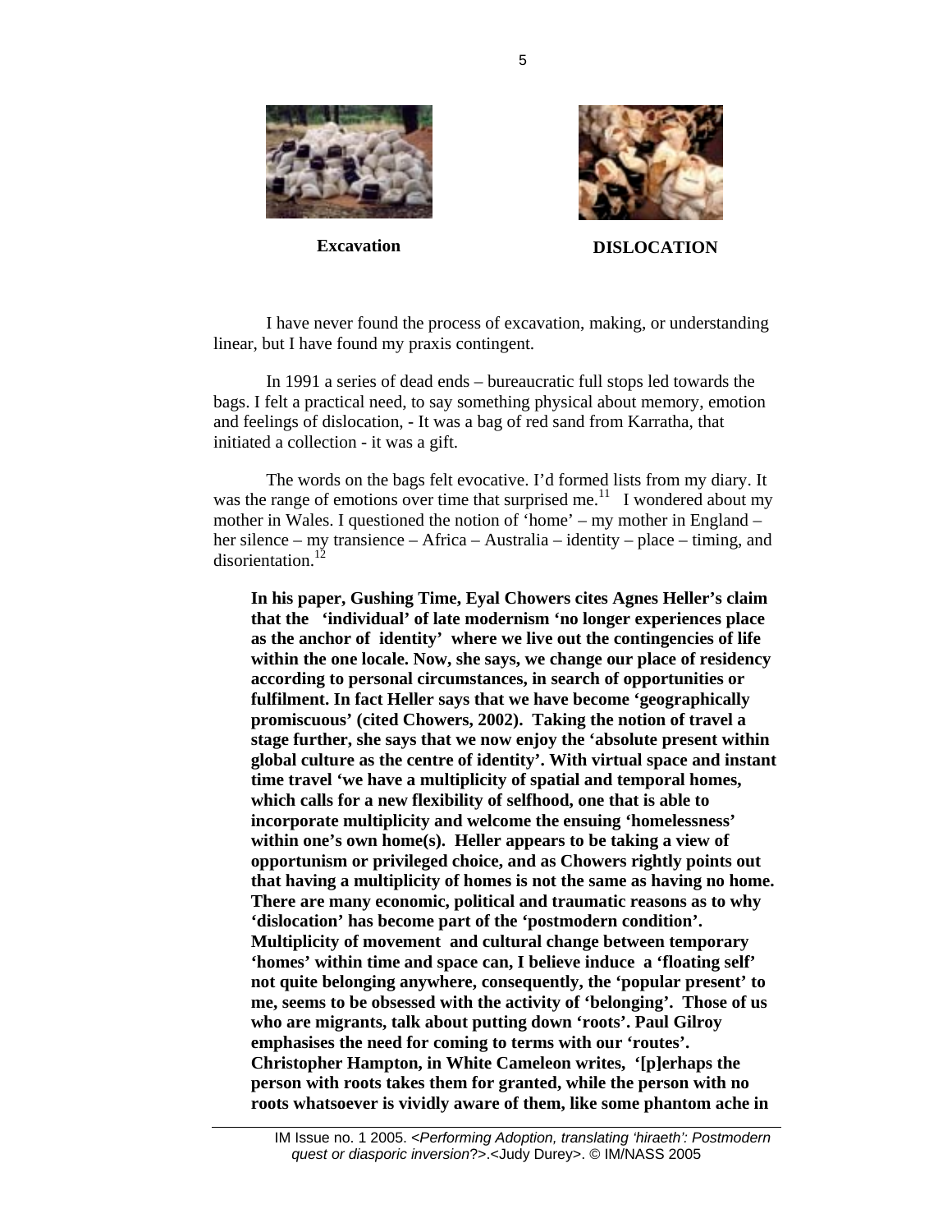**Excavation** **DISLOCATION**

I have never found the process of excavation, making, or understanding linear, but I have found my praxis contingent.

In 1991 a series of dead ends – bureaucratic full stops led towards the bags. I felt a practical need, to say something physical about memory, emotion and feelings of dislocation, - It was a bag of red sand from Karratha, that initiated a collection - it was a gift.

The words on the bags felt evocative. I'd formed lists from my diary. It was the range of emotions over time that surprised me.[11] I wondered about my mother in Wales. I questioned the notion of 'home' – my mother in England – her silence – my transience – Africa – Australia – identity – place – timing, and disorientation.[12]

**In his paper, Gushing Time, Eyal Chowers cites Agnes Heller's claim that the 'individual' of late modernism 'no longer experiences place as the anchor of identity' where we live out the contingencies of life within the one locale. Now, she says, we change our place of residency according to personal circumstances, in search of opportunities or fulfilment. In fact Heller says that we have become 'geographically promiscuous' (cited Chowers, 2002). Taking the notion of travel a stage further, she says that we now enjoy the 'absolute present within global culture as the centre of identity'. With virtual space and instant time travel 'we have a multiplicity of spatial and temporal homes, which calls for a new flexibility of selfhood, one that is able to incorporate multiplicity and welcome the ensuing 'homelessness' within one's own home(s). Heller appears to be taking a view of opportunism or privileged choice, and as Chowers rightly points out that having a multiplicity of homes is not the same as having no home. There are many economic, political and traumatic reasons as to why 'dislocation' has become part of the 'postmodern condition'. Multiplicity of movement and cultural change between temporary 'homes' within time and space can, I believe induce a 'floating self' not quite belonging anywhere, consequently, the 'popular present' to me, seems to be obsessed with the activity of 'belonging'. Those of us who are migrants, talk about putting down 'roots'. Paul Gilroy emphasises the need for coming to terms with our 'routes'. Christopher Hampton, in White Cameleon writes, '[p]erhaps the person with roots takes them for granted, while the person with no roots whatsoever is vividly aware of them, like some phantom ache in**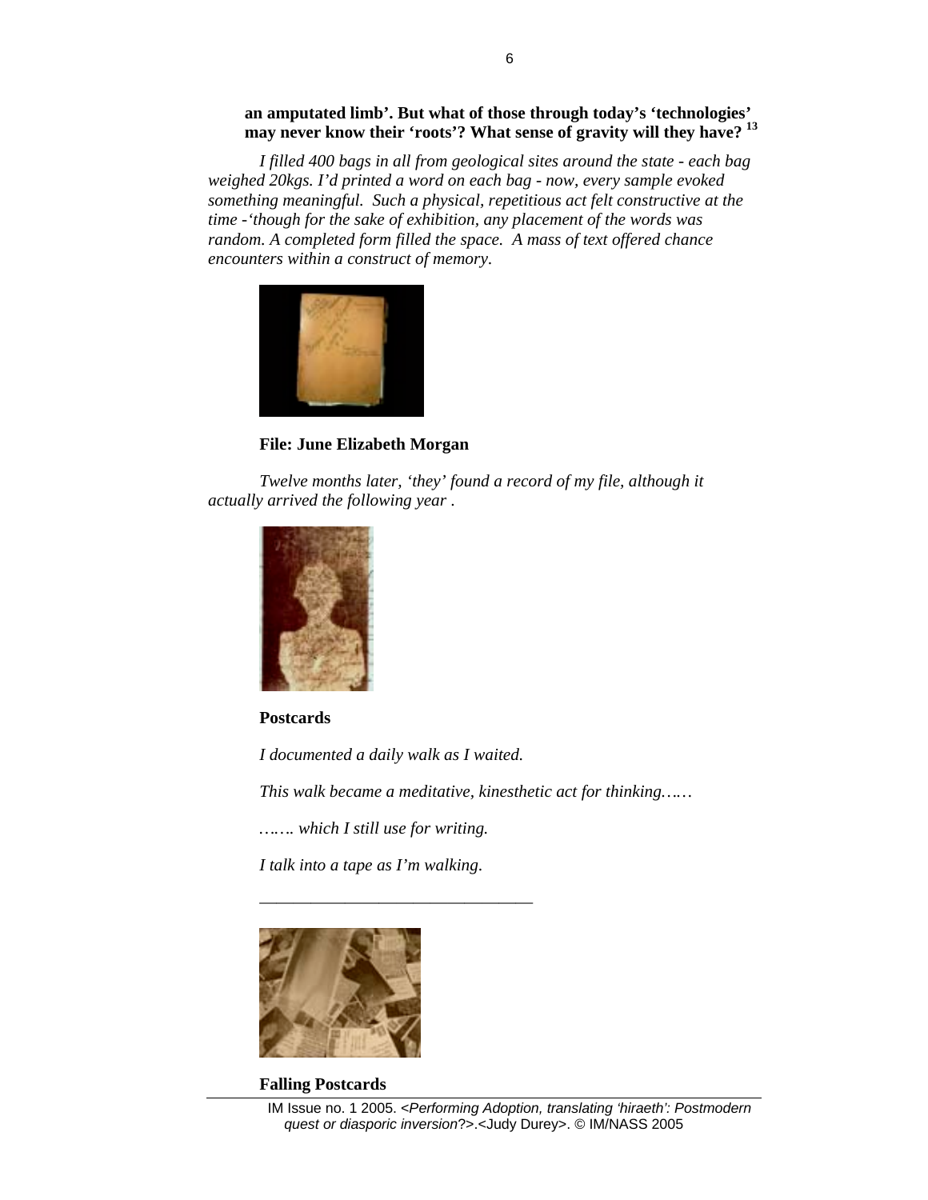**an amputated limb'. But what of those through today's 'technologies' may never know their 'roots'? What sense of gravity will they have?** [13]

*I filled 400 bags in all from geological sites around the state - each bag weighed 20kgs. I'd printed a word on each bag - now, every sample evoked something meaningful. Such a physical, repetitious act felt constructive at the time -'though for the sake of exhibition, any placement of the words was random. A completed form filled the space. A mass of text offered chance encounters within a construct of memory.*

**File: June Elizabeth Morgan**

*Twelve months later, 'they' found a record of my file, although it actually arrived the following year .*

**Postcards**

*I documented a daily walk as I waited.*

*This walk became a meditative, kinesthetic act for thinking……*

*……. which I still use for writing.*

*I talk into a tape as I'm walking.*

---

**Falling Postcards**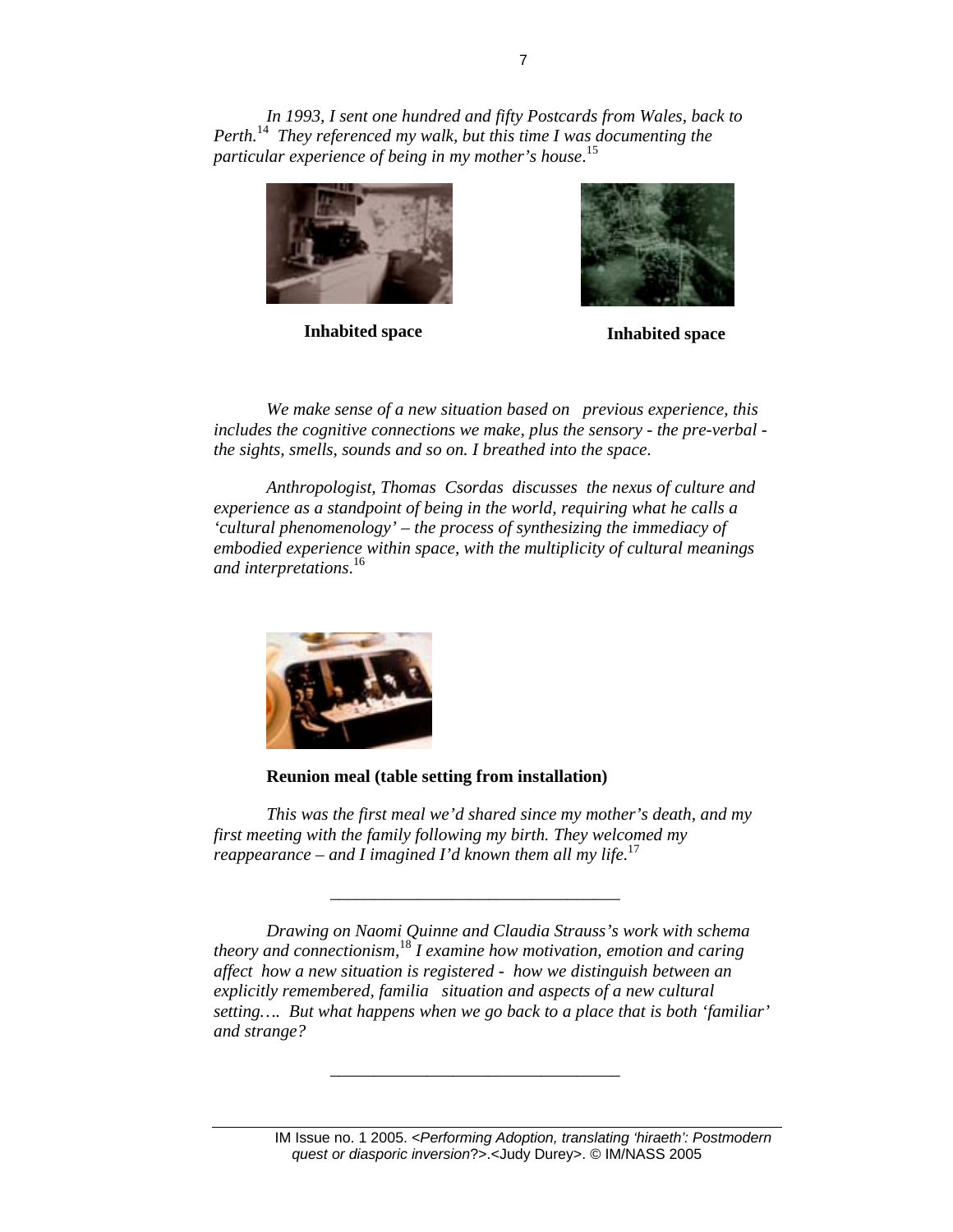*In 1993, I sent one hundred and fifty Postcards from Wales, back to Perth.*[14] *They referenced my walk, but this time I was documenting the particular experience of being in my mother's house*.[15]

**Inhabited space** **Inhabited space**

*We make sense of a new situation based on previous experience, this includes the cognitive connections we make, plus the sensory - the pre-verbal - the sights, smells, sounds and so on. I breathed into the space.*

*Anthropologist, Thomas Csordas discusses the nexus of culture and experience as a standpoint of being in the world, requiring what he calls a 'cultural phenomenology' – the process of synthesizing the immediacy of embodied experience within space, with the multiplicity of cultural meanings and interpretations*.[16]

**Reunion meal (table setting from installation)**

*This was the first meal we'd shared since my mother's death, and my first meeting with the family following my birth. They welcomed my reappearance – and I imagined I'd known them all my life.*[17]

---

*Drawing on Naomi Quinne and Claudia Strauss's work with schema theory and connectionism,*[18] *I examine how motivation, emotion and caring affect how a new situation is registered - how we distinguish between an explicitly remembered, familia situation and aspects of a new cultural setting…. But what happens when we go back to a place that is both 'familiar' and strange?*

---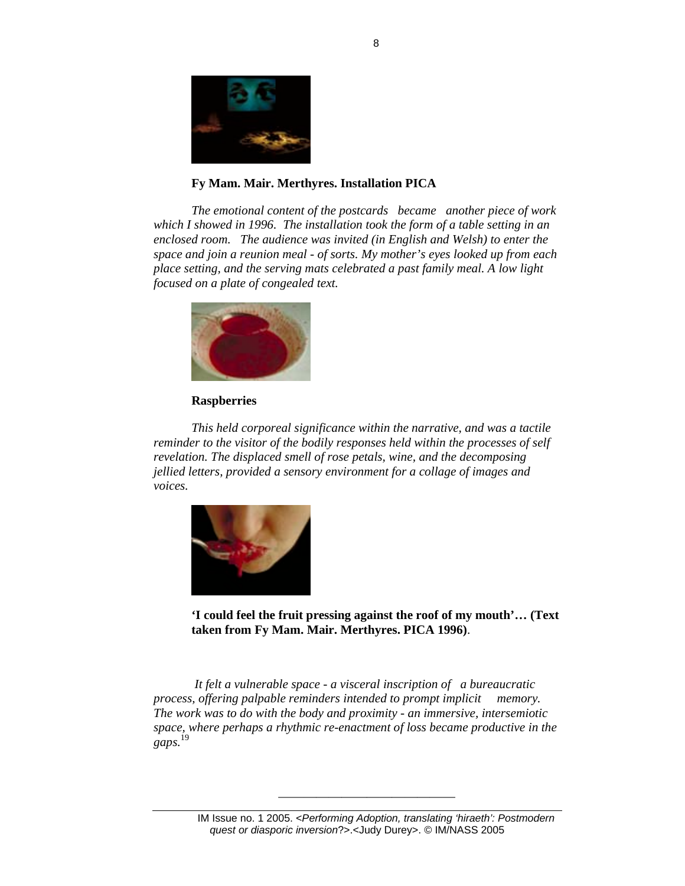**Fy Mam. Mair. Merthyres. Installation PICA**

*The emotional content of the postcards became another piece of work which I showed in 1996. The installation took the form of a table setting in an enclosed room. The audience was invited (in English and Welsh) to enter the space and join a reunion meal - of sorts. My mother's eyes looked up from each place setting, and the serving mats celebrated a past family meal. A low light focused on a plate of congealed text.*

**Raspberries**

*This held corporeal significance within the narrative, and was a tactile reminder to the visitor of the bodily responses held within the processes of self revelation. The displaced smell of rose petals, wine, and the decomposing jellied letters, provided a sensory environment for a collage of images and voices.*

**'I could feel the fruit pressing against the roof of my mouth'… (Text taken from Fy Mam. Mair. Merthyres. PICA 1996)**.

*It felt a vulnerable space - a visceral inscription of a bureaucratic process, offering palpable reminders intended to prompt implicit memory. The work was to do with the body and proximity - an immersive, intersemiotic space, where perhaps a rhythmic re-enactment of loss became productive in the gaps.*[19]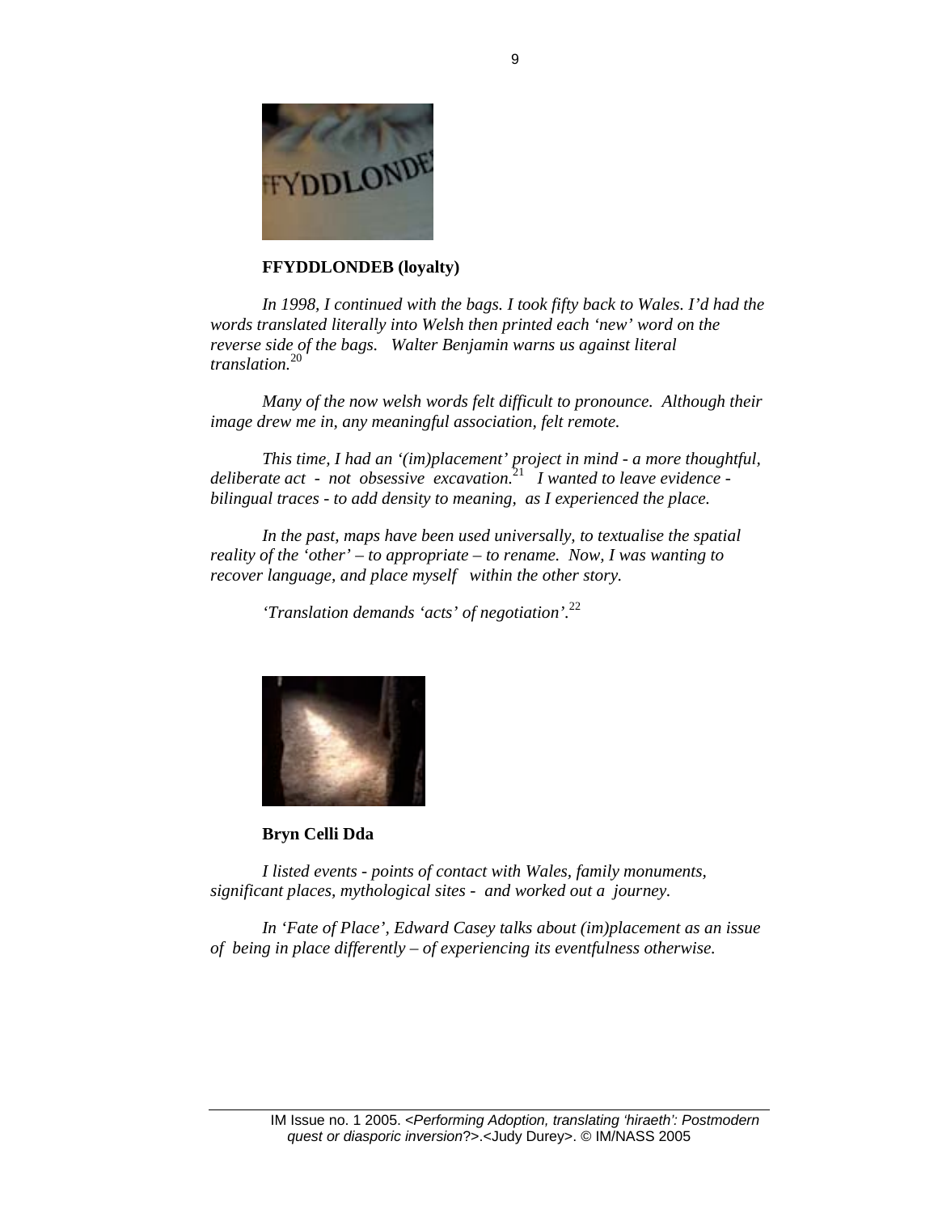**FFYDDLONDEB (loyalty)**

*In 1998, I continued with the bags. I took fifty back to Wales. I'd had the words translated literally into Welsh then printed each 'new' word on the reverse side of the bags. Walter Benjamin warns us against literal translation.*[20]

*Many of the now welsh words felt difficult to pronounce. Although their image drew me in, any meaningful association, felt remote.*

*This time, I had an '(im)placement' project in mind - a more thoughtful, deliberate act - not obsessive excavation.*[21] *I wanted to leave evidence - bilingual traces - to add density to meaning, as I experienced the place.*

*In the past, maps have been used universally, to textualise the spatial reality of the 'other' – to appropriate – to rename. Now, I was wanting to recover language, and place myself within the other story.*

*'Translation demands 'acts' of negotiation'.*[22]

**Bryn Celli Dda**

*I listed events - points of contact with Wales, family monuments, significant places, mythological sites - and worked out a journey.*

*In 'Fate of Place', Edward Casey talks about (im)placement as an issue of being in place differently – of experiencing its eventfulness otherwise.*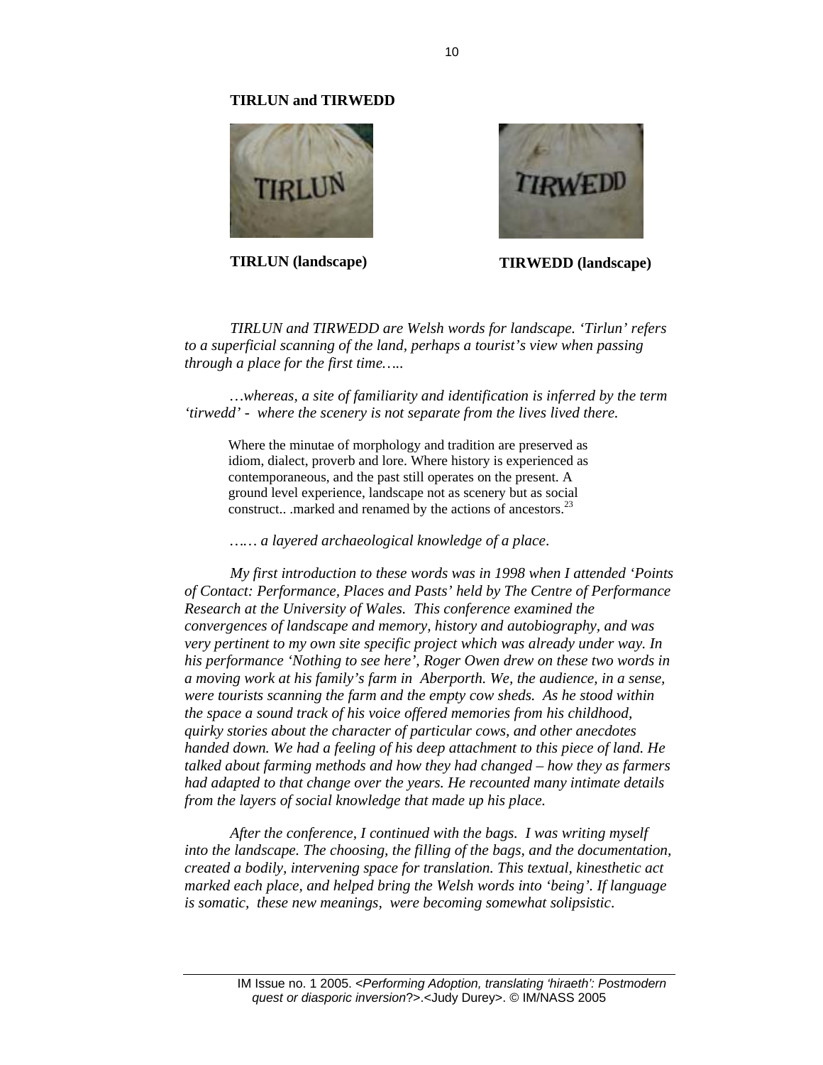**TIRLUN and TIRWEDD**

**TIRLUN (landscape)** **TIRWEDD (landscape)**

*TIRLUN and TIRWEDD are Welsh words for landscape. 'Tirlun' refers to a superficial scanning of the land, perhaps a tourist's view when passing through a place for the first time…..*

*…whereas, a site of familiarity and identification is inferred by the term 'tirwedd' - where the scenery is not separate from the lives lived there.*

> Where the minutae of morphology and tradition are preserved as idiom, dialect, proverb and lore. Where history is experienced as contemporaneous, and the past still operates on the present. A ground level experience, landscape not as scenery but as social construct.. .marked and renamed by the actions of ancestors.[23]

*….. a layered archaeological knowledge of a place.*

*My first introduction to these words was in 1998 when I attended 'Points of Contact: Performance, Places and Pasts' held by The Centre of Performance Research at the University of Wales. This conference examined the convergences of landscape and memory, history and autobiography, and was very pertinent to my own site specific project which was already under way. In his performance 'Nothing to see here', Roger Owen drew on these two words in a moving work at his family's farm in Aberporth. We, the audience, in a sense, were tourists scanning the farm and the empty cow sheds. As he stood within the space a sound track of his voice offered memories from his childhood, quirky stories about the character of particular cows, and other anecdotes handed down. We had a feeling of his deep attachment to this piece of land. He talked about farming methods and how they had changed – how they as farmers had adapted to that change over the years. He recounted many intimate details from the layers of social knowledge that made up his place.*

*After the conference, I continued with the bags. I was writing myself into the landscape. The choosing, the filling of the bags, and the documentation, created a bodily, intervening space for translation. This textual, kinesthetic act marked each place, and helped bring the Welsh words into 'being'. If language is somatic, these new meanings, were becoming somewhat solipsistic.*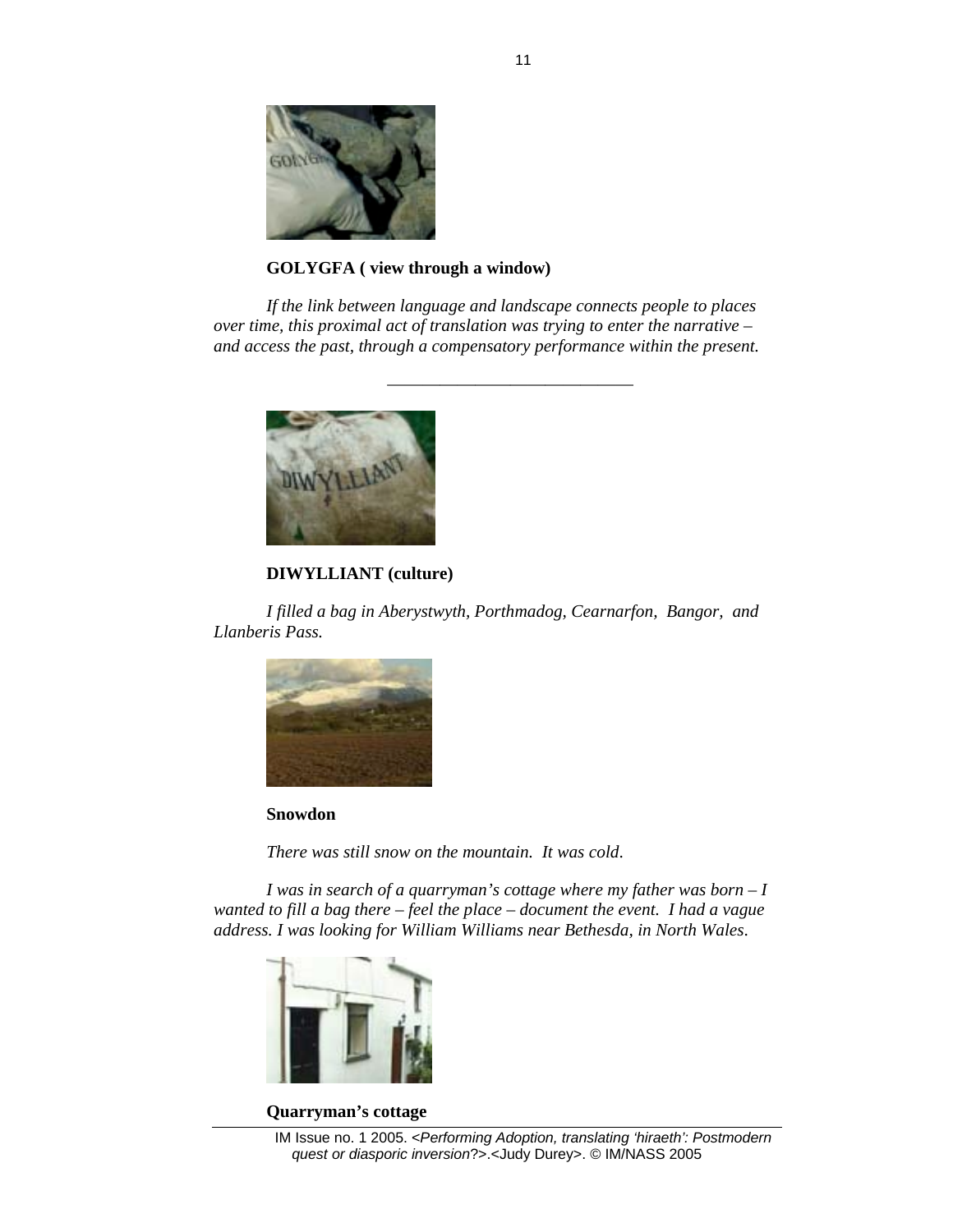**GOLYGFA ( view through a window)**

*If the link between language and landscape connects people to places over time, this proximal act of translation was trying to enter the narrative – and access the past, through a compensatory performance within the present.*

---

**DIWYLLIANT (culture)**

*I filled a bag in Aberystwyth, Porthmadog, Cearnarfon, Bangor, and Llanberis Pass.*

**Snowdon**

*There was still snow on the mountain. It was cold.*

*I was in search of a quarryman's cottage where my father was born – I wanted to fill a bag there – feel the place – document the event. I had a vague address. I was looking for William Williams near Bethesda, in North Wales.*

**Quarryman's cottage**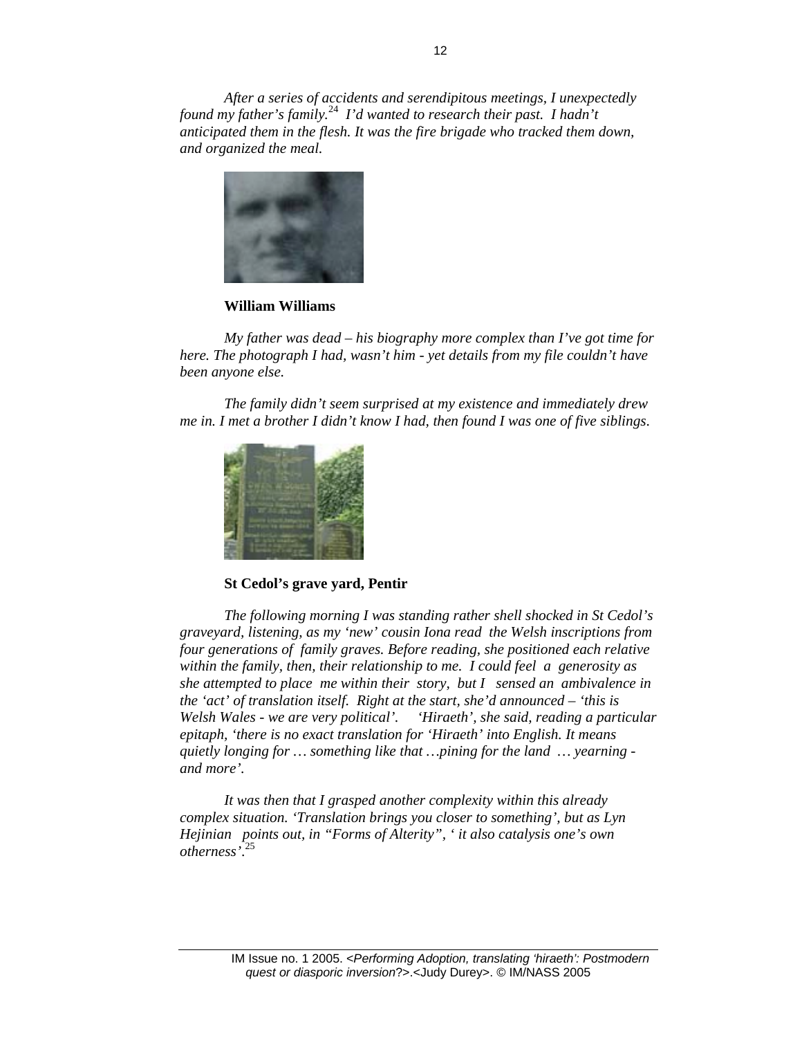*After a series of accidents and serendipitous meetings, I unexpectedly found my father's family.*[24] *I'd wanted to research their past. I hadn't anticipated them in the flesh. It was the fire brigade who tracked them down, and organized the meal.*

**William Williams**

*My father was dead – his biography more complex than I've got time for here. The photograph I had, wasn't him - yet details from my file couldn't have been anyone else.*

*The family didn't seem surprised at my existence and immediately drew me in. I met a brother I didn't know I had, then found I was one of five siblings.*

**St Cedol's grave yard, Pentir**

*The following morning I was standing rather shell shocked in St Cedol's graveyard, listening, as my 'new' cousin Iona read the Welsh inscriptions from four generations of family graves. Before reading, she positioned each relative within the family, then, their relationship to me. I could feel a generosity as she attempted to place me within their story, but I sensed an ambivalence in the 'act' of translation itself. Right at the start, she'd announced – 'this is Welsh Wales - we are very political'. 'Hiraeth', she said, reading a particular epitaph, 'there is no exact translation for 'Hiraeth' into English. It means quietly longing for … something like that …pining for the land … yearning - and more'.*

*It was then that I grasped another complexity within this already complex situation. 'Translation brings you closer to something', but as Lyn Hejinian points out, in "Forms of Alterity", ' it also catalysis one's own otherness'.*[25]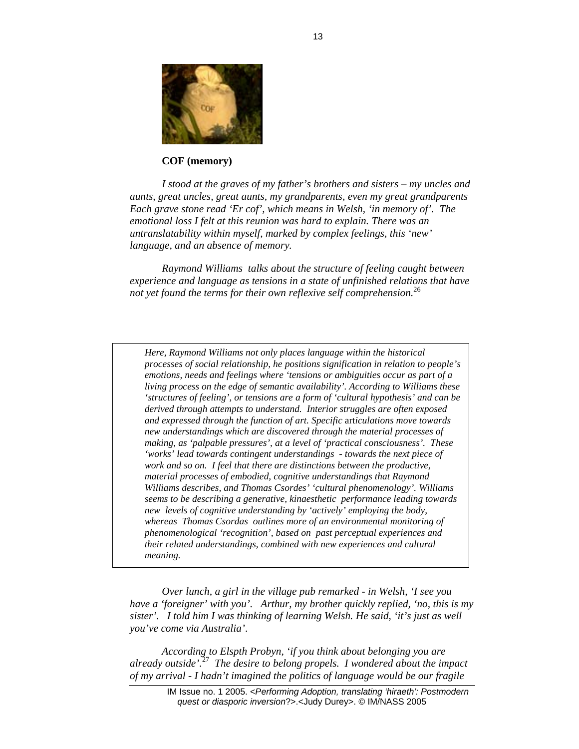**COF (memory)**

*I stood at the graves of my father's brothers and sisters – my uncles and aunts, great uncles, great aunts, my grandparents, even my great grandparents Each grave stone read 'Er cof', which means in Welsh, 'in memory of'. The emotional loss I felt at this reunion was hard to explain. There was an untranslatability within myself, marked by complex feelings, this 'new' language, and an absence of memory.*

*Raymond Williams talks about the structure of feeling caught between experience and language as tensions in a state of unfinished relations that have not yet found the terms for their own reflexive self comprehension.*[26]

> *Here, Raymond Williams not only places language within the historical processes of social relationship, he positions signification in relation to people's emotions, needs and feelings where 'tensions or ambiguities occur as part of a living process on the edge of semantic availability'. According to Williams these 'structures of feeling', or tensions are a form of 'cultural hypothesis' and can be derived through attempts to understand. Interior struggles are often exposed and expressed through the function of art. Specific* art*iculations move towards new understandings which are discovered through the material processes of making, as 'palpable pressures', at a level of 'practical consciousness'. These 'works' lead towards contingent understandings - towards the next piece of work and so on. I feel that there are distinctions between the productive, material processes of embodied, cognitive understandings that Raymond Williams describes, and Thomas Csordes' 'cultural phenomenology'. Williams seems to be describing a generative, kinaesthetic performance leading towards new levels of cognitive understanding by 'actively' employing the body, whereas Thomas Csordas outlines more of an environmental monitoring of phenomenological 'recognition', based on past perceptual experiences and their related understandings, combined with new experiences and cultural meaning.*

*Over lunch, a girl in the village pub remarked - in Welsh, 'I see you have a 'foreigner' with you'. Arthur, my brother quickly replied, 'no, this is my sister'. I told him I was thinking of learning Welsh. He said, 'it's just as well you've come via Australia'.*

*According to Elspth Probyn, 'if you think about belonging you are already outside'.*[27] *The desire to belong propels. I wondered about the impact of my arrival - I hadn't imagined the politics of language would be our fragile*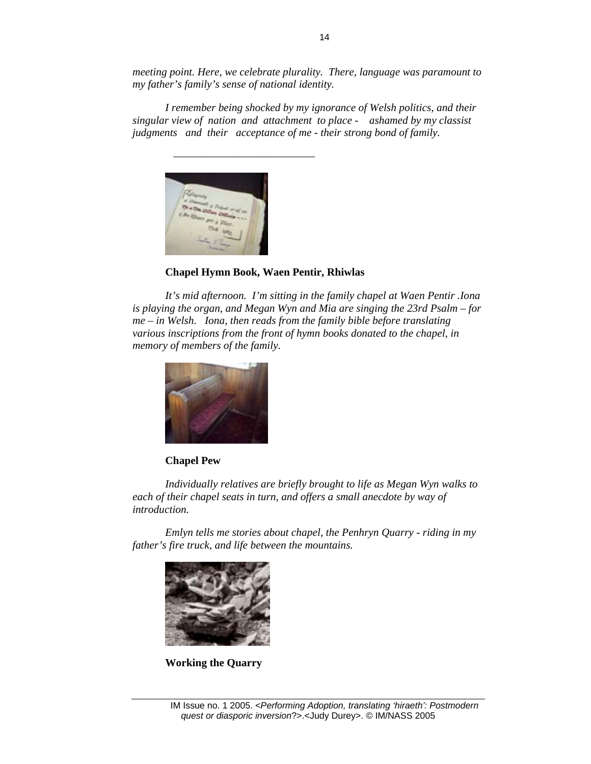*meeting point. Here, we celebrate plurality. There, language was paramount to my father's family's sense of national identity.*

*I remember being shocked by my ignorance of Welsh politics, and their singular view of nation and attachment to place - ashamed by my classist judgments and their acceptance of me - their strong bond of family.*

---

**Chapel Hymn Book, Waen Pentir, Rhiwlas**

*It's mid afternoon. I'm sitting in the family chapel at Waen Pentir .Iona is playing the organ, and Megan Wyn and Mia are singing the 23rd Psalm – for me – in Welsh. Iona, then reads from the family bible before translating various inscriptions from the front of hymn books donated to the chapel, in memory of members of the family.*

**Chapel Pew**

*Individually relatives are briefly brought to life as Megan Wyn walks to each of their chapel seats in turn, and offers a small anecdote by way of introduction.*

*Emlyn tells me stories about chapel, the Penhryn Quarry - riding in my father's fire truck, and life between the mountains.*

**Working the Quarry**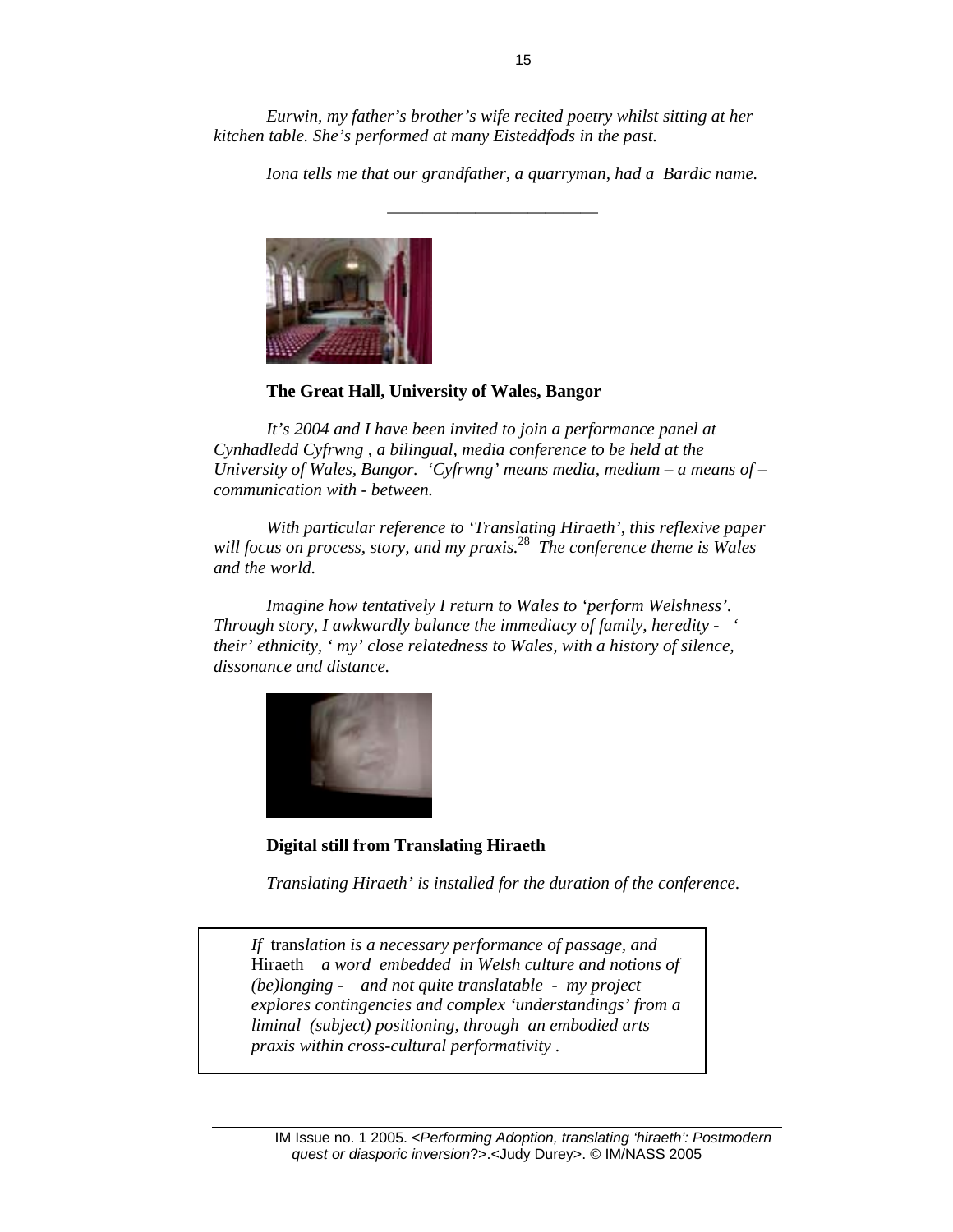*Eurwin, my father's brother's wife recited poetry whilst sitting at her kitchen table. She's performed at many Eisteddfods in the past.*

*Iona tells me that our grandfather, a quarryman, had a Bardic name.*

---

**The Great Hall, University of Wales, Bangor**

*It's 2004 and I have been invited to join a performance panel at Cynhadledd Cyfrwng , a bilingual, media conference to be held at the University of Wales, Bangor. 'Cyfrwng' means media, medium – a means of – communication with - between.*

*With particular reference to 'Translating Hiraeth', this reflexive paper will focus on process, story, and my praxis.*[28] *The conference theme is Wales and the world.*

*Imagine how tentatively I return to Wales to 'perform Welshness'. Through story, I awkwardly balance the immediacy of family, heredity - ' their' ethnicity, ' my' close relatedness to Wales, with a history of silence, dissonance and distance.*

**Digital still from Translating Hiraeth**

*Translating Hiraeth' is installed for the duration of the conference.*

> *If* trans*lation is a necessary performance of passage, and* Hiraeth *a word embedded in Welsh culture and notions of (be)longing - and not quite translatable - my project explores contingencies and complex 'understandings' from a liminal (subject) positioning, through an embodied arts praxis within cross-cultural performativity .*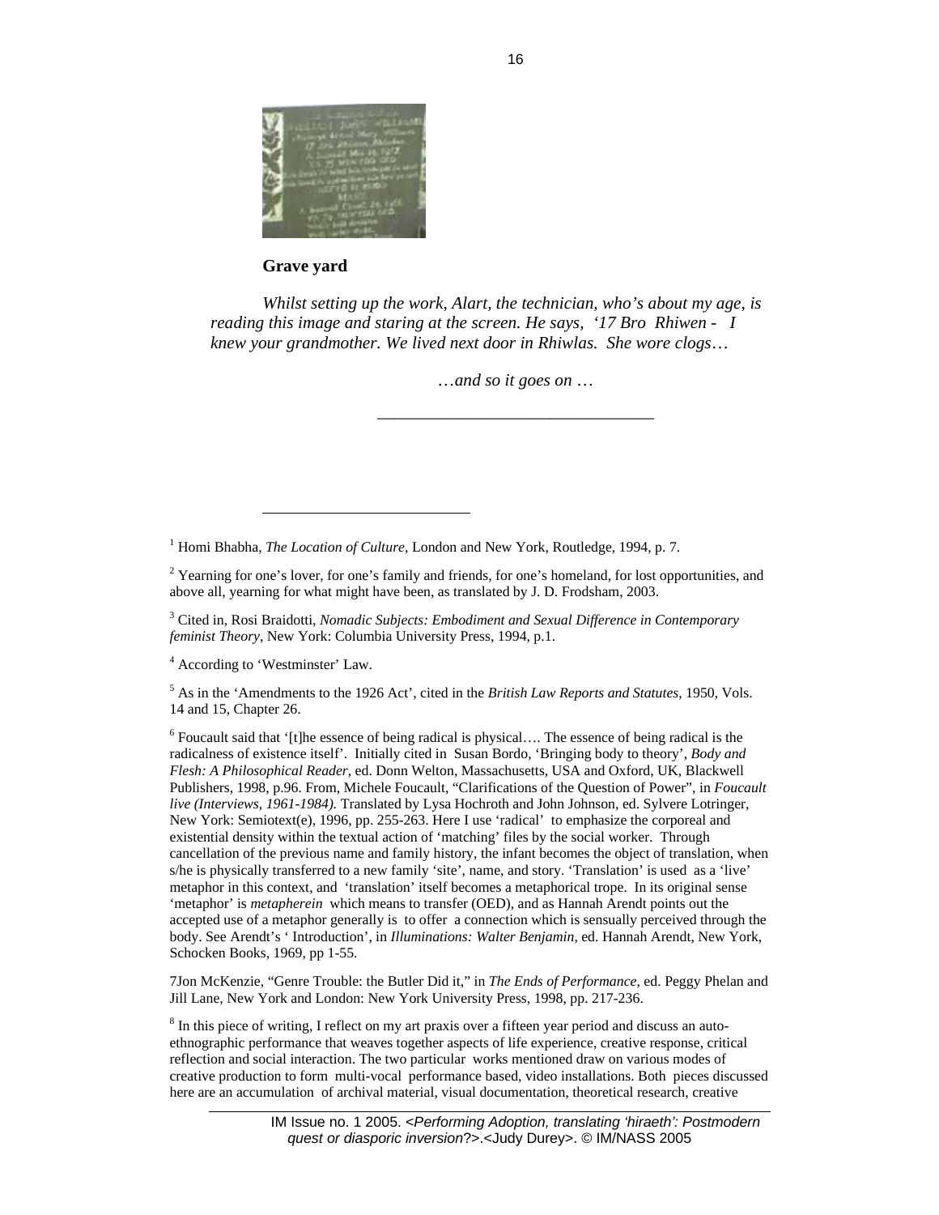**Grave yard**

*Whilst setting up the work, Alart, the technician, who's about my age, is reading this image and staring at the screen. He says, '17 Bro Rhiwen - I knew your grandmother. We lived next door in Rhiwlas. She wore clogs…*

*…and so it goes on …*

---

[1] Homi Bhabha, *The Location of Culture*, London and New York, Routledge, 1994, p. 7.

[2] Yearning for one's lover, for one's family and friends, for one's homeland, for lost opportunities, and above all, yearning for what might have been, as translated by J. D. Frodsham, 2003.

[3] Cited in, Rosi Braidotti, *Nomadic Subjects: Embodiment and Sexual Difference in Contemporary feminist Theory*, New York: Columbia University Press, 1994, p.1.

[4] According to 'Westminster' Law.

[5] As in the 'Amendments to the 1926 Act', cited in the *British Law Reports and Statutes*, 1950, Vols. 14 and 15, Chapter 26.

[6] Foucault said that '[t]he essence of being radical is physical…. The essence of being radical is the radicalness of existence itself'. Initially cited in Susan Bordo, 'Bringing body to theory', *Body and Flesh: A Philosophical Reader*, ed. Donn Welton, Massachusetts, USA and Oxford, UK, Blackwell Publishers, 1998, p.96. From, Michele Foucault, "Clarifications of the Question of Power", in *Foucault live (Interviews, 1961-1984).* Translated by Lysa Hochroth and John Johnson, ed. Sylvere Lotringer, New York: Semiotext(e), 1996, pp. 255-263. Here I use 'radical' to emphasize the corporeal and existential density within the textual action of 'matching' files by the social worker. Through cancellation of the previous name and family history, the infant becomes the object of translation, when s/he is physically transferred to a new family 'site', name, and story. 'Translation' is used as a 'live' metaphor in this context, and 'translation' itself becomes a metaphorical trope. In its original sense 'metaphor' is *metapherein* which means to transfer (OED), and as Hannah Arendt points out the accepted use of a metaphor generally is to offer a connection which is sensually perceived through the body. See Arendt's ' Introduction', in *Illuminations: Walter Benjamin*, ed. Hannah Arendt, New York, Schocken Books, 1969, pp 1-55.

[7] Jon McKenzie, "Genre Trouble: the Butler Did it," in *The Ends of Performance*, ed. Peggy Phelan and Jill Lane, New York and London: New York University Press, 1998, pp. 217-236.

[8] In this piece of writing, I reflect on my art praxis over a fifteen year period and discuss an auto-ethnographic performance that weaves together aspects of life experience, creative response, critical reflection and social interaction. The two particular works mentioned draw on various modes of creative production to form multi-vocal performance based, video installations. Both pieces discussed here are an accumulation of archival material, visual documentation, theoretical research, creative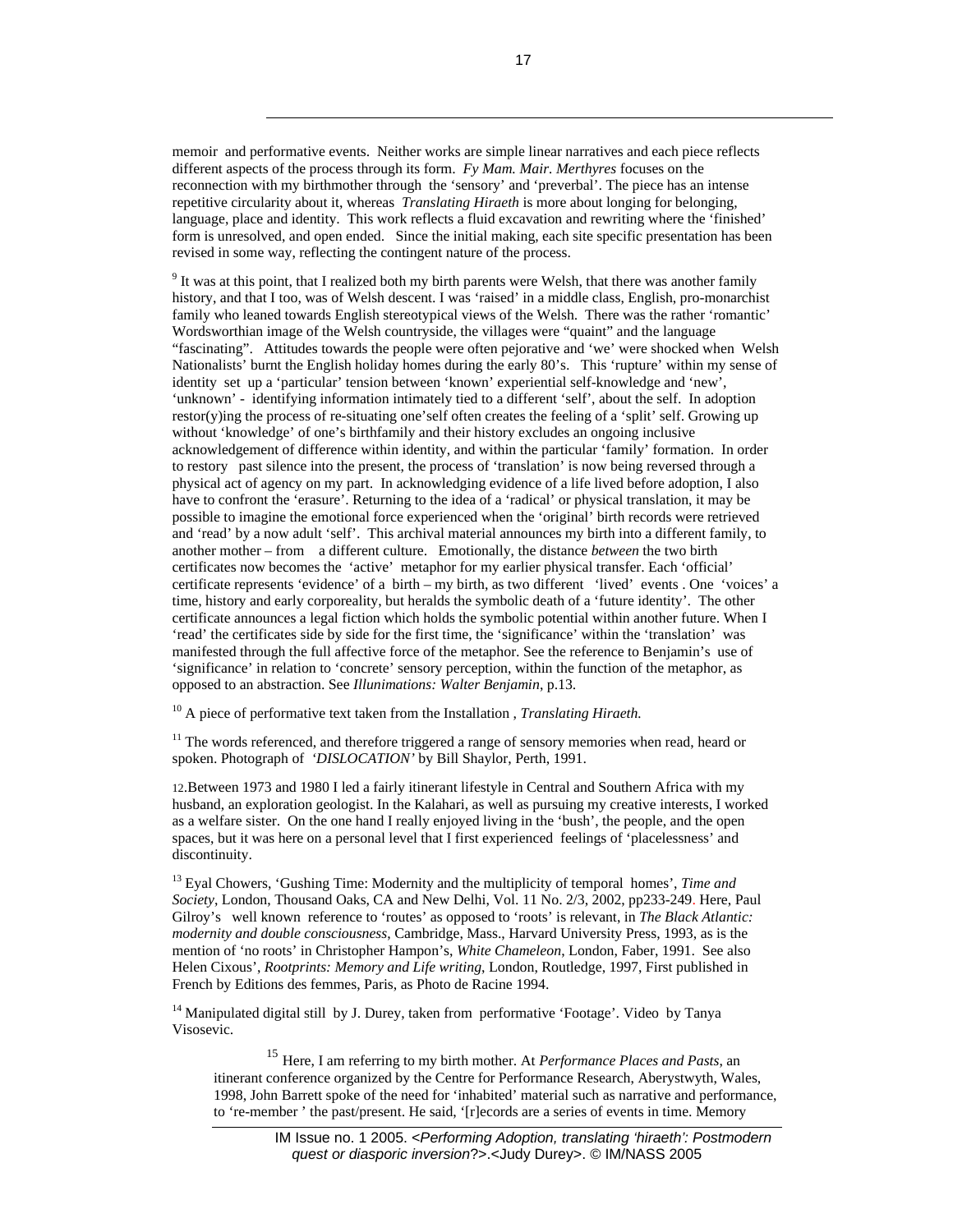memoir and performative events. Neither works are simple linear narratives and each piece reflects different aspects of the process through its form. *Fy Mam. Mair. Merthyres* focuses on the reconnection with my birthmother through the 'sensory' and 'preverbal'. The piece has an intense repetitive circularity about it, whereas *Translating Hiraeth* is more about longing for belonging, language, place and identity. This work reflects a fluid excavation and rewriting where the 'finished' form is unresolved, and open ended. Since the initial making, each site specific presentation has been revised in some way, reflecting the contingent nature of the process.

[9] It was at this point, that I realized both my birth parents were Welsh, that there was another family history, and that I too, was of Welsh descent. I was 'raised' in a middle class, English, pro-monarchist family who leaned towards English stereotypical views of the Welsh. There was the rather 'romantic' Wordsworthian image of the Welsh countryside, the villages were "quaint" and the language "fascinating". Attitudes towards the people were often pejorative and 'we' were shocked when Welsh Nationalists' burnt the English holiday homes during the early 80's. This 'rupture' within my sense of identity set up a 'particular' tension between 'known' experiential self-knowledge and 'new', 'unknown' - identifying information intimately tied to a different 'self', about the self. In adoption restor(y)ing the process of re-situating one'self often creates the feeling of a 'split' self. Growing up without 'knowledge' of one's birthfamily and their history excludes an ongoing inclusive acknowledgement of difference within identity, and within the particular 'family' formation. In order to restory past silence into the present, the process of 'translation' is now being reversed through a physical act of agency on my part. In acknowledging evidence of a life lived before adoption, I also have to confront the 'erasure'. Returning to the idea of a 'radical' or physical translation, it may be possible to imagine the emotional force experienced when the 'original' birth records were retrieved and 'read' by a now adult 'self'. This archival material announces my birth into a different family, to another mother – from a different culture. Emotionally, the distance *between* the two birth certificates now becomes the 'active' metaphor for my earlier physical transfer. Each 'official' certificate represents 'evidence' of a birth – my birth, as two different 'lived' events . One 'voices' a time, history and early corporeality, but heralds the symbolic death of a 'future identity'. The other certificate announces a legal fiction which holds the symbolic potential within another future. When I 'read' the certificates side by side for the first time, the 'significance' within the 'translation' was manifested through the full affective force of the metaphor. See the reference to Benjamin's use of 'significance' in relation to 'concrete' sensory perception, within the function of the metaphor, as opposed to an abstraction. See *Illunimations: Walter Benjamin*, p.13.

[10] A piece of performative text taken from the Installation , *Translating Hiraeth.*

[11] The words referenced, and therefore triggered a range of sensory memories when read, heard or spoken. Photograph of *'DISLOCATION'* by Bill Shaylor, Perth, 1991.

12.Between 1973 and 1980 I led a fairly itinerant lifestyle in Central and Southern Africa with my husband, an exploration geologist. In the Kalahari, as well as pursuing my creative interests, I worked as a welfare sister. On the one hand I really enjoyed living in the 'bush', the people, and the open spaces, but it was here on a personal level that I first experienced feelings of 'placelessness' and discontinuity.

[13] Eyal Chowers, 'Gushing Time: Modernity and the multiplicity of temporal homes', *Time and Society*, London, Thousand Oaks, CA and New Delhi, Vol. 11 No. 2/3, 2002, pp233-249. Here, Paul Gilroy's well known reference to 'routes' as opposed to 'roots' is relevant, in *The Black Atlantic: modernity and double consciousness*, Cambridge, Mass., Harvard University Press, 1993, as is the mention of 'no roots' in Christopher Hampon's, *White Chameleon*, London, Faber, 1991. See also Helen Cixous', *Rootprints: Memory and Life writing*, London, Routledge, 1997, First published in French by Editions des femmes, Paris, as Photo de Racine 1994.

[14] Manipulated digital still by J. Durey, taken from performative 'Footage'. Video by Tanya Visosevic.

[15] Here, I am referring to my birth mother. At *Performance Places and Pasts*, an itinerant conference organized by the Centre for Performance Research, Aberystwyth, Wales, 1998, John Barrett spoke of the need for 'inhabited' material such as narrative and performance, to 're-member ' the past/present. He said, '[r]ecords are a series of events in time. Memory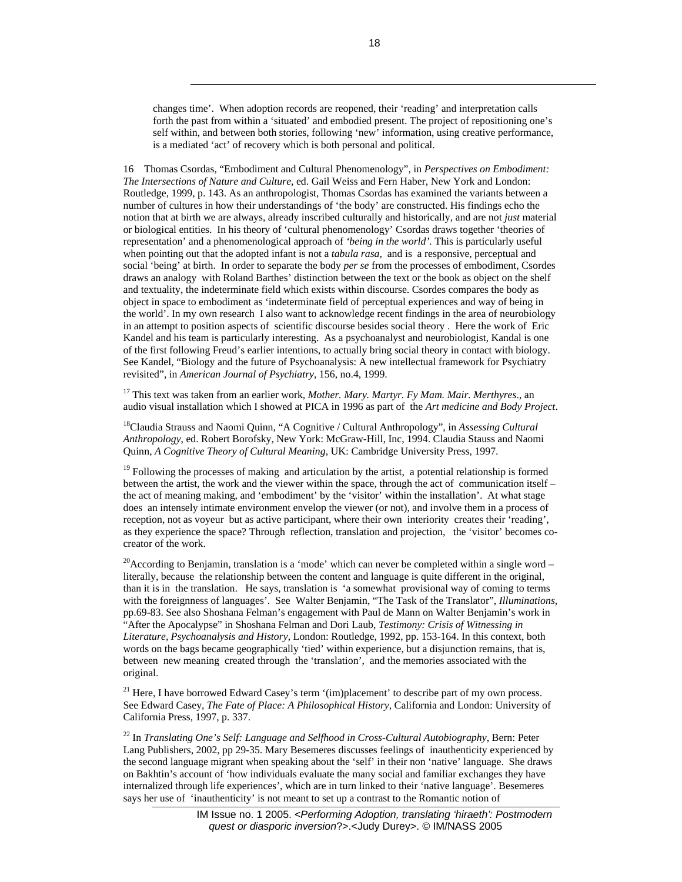changes time'. When adoption records are reopened, their 'reading' and interpretation calls forth the past from within a 'situated' and embodied present. The project of repositioning one's self within, and between both stories, following 'new' information, using creative performance, is a mediated 'act' of recovery which is both personal and political.

16 Thomas Csordas, "Embodiment and Cultural Phenomenology", in *Perspectives on Embodiment: The Intersections of Nature and Culture*, ed. Gail Weiss and Fern Haber, New York and London: Routledge, 1999, p. 143. As an anthropologist, Thomas Csordas has examined the variants between a number of cultures in how their understandings of 'the body' are constructed. His findings echo the notion that at birth we are always, already inscribed culturally and historically, and are not *just* material or biological entities. In his theory of 'cultural phenomenology' Csordas draws together 'theories of representation' and a phenomenological approach of *'being in the world'*. This is particularly useful when pointing out that the adopted infant is not a *tabula rasa,* and is a responsive, perceptual and social 'being' at birth. In order to separate the body *per se* from the processes of embodiment, Csordes draws an analogy with Roland Barthes' distinction between the text or the book as object on the shelf and textuality, the indeterminate field which exists within discourse. Csordes compares the body as object in space to embodiment as 'indeterminate field of perceptual experiences and way of being in the world'. In my own research I also want to acknowledge recent findings in the area of neurobiology in an attempt to position aspects of scientific discourse besides social theory . Here the work of Eric Kandel and his team is particularly interesting. As a psychoanalyst and neurobiologist, Kandal is one of the first following Freud's earlier intentions, to actually bring social theory in contact with biology. See Kandel, "Biology and the future of Psychoanalysis: A new intellectual framework for Psychiatry revisited", in *American Journal of Psychiatry*, 156, no.4, 1999.

[17] This text was taken from an earlier work, *Mother. Mary. Martyr. Fy Mam. Mair. Merthyres*., an audio visual installation which I showed at PICA in 1996 as part of the *Art medicine and Body Project*.

[18]Claudia Strauss and Naomi Quinn, "A Cognitive / Cultural Anthropology", in *Assessing Cultural Anthropology,* ed. Robert Borofsky, New York: McGraw-Hill, Inc, 1994. Claudia Stauss and Naomi Quinn, *A Cognitive Theory of Cultural Meaning*, UK: Cambridge University Press, 1997.

[19] Following the processes of making and articulation by the artist, a potential relationship is formed between the artist, the work and the viewer within the space, through the act of communication itself – the act of meaning making, and 'embodiment' by the 'visitor' within the installation'. At what stage does an intensely intimate environment envelop the viewer (or not), and involve them in a process of reception, not as voyeur but as active participant, where their own interiority creates their 'reading', as they experience the space? Through reflection, translation and projection, the 'visitor' becomes co-creator of the work.

[20]According to Benjamin, translation is a 'mode' which can never be completed within a single word – literally, because the relationship between the content and language is quite different in the original, than it is in the translation. He says, translation is 'a somewhat provisional way of coming to terms with the foreignness of languages'. See Walter Benjamin, "The Task of the Translator", *Illuminations,* pp.69-83. See also Shoshana Felman's engagement with Paul de Mann on Walter Benjamin's work in "After the Apocalypse" in Shoshana Felman and Dori Laub, *Testimony: Crisis of Witnessing in Literature, Psychoanalysis and History*, London: Routledge, 1992, pp. 153-164. In this context, both words on the bags became geographically 'tied' within experience, but a disjunction remains, that is, between new meaning created through the 'translation', and the memories associated with the original.

[21] Here, I have borrowed Edward Casey's term '(im)placement' to describe part of my own process. See Edward Casey, *The Fate of Place: A Philosophical History*, California and London: University of California Press, 1997, p. 337.

[22] In *Translating One's Self: Language and Selfhood in Cross-Cultural Autobiography,* Bern: Peter Lang Publishers, 2002, pp 29-35. Mary Besemeres discusses feelings of inauthenticity experienced by the second language migrant when speaking about the 'self' in their non 'native' language. She draws on Bakhtin's account of 'how individuals evaluate the many social and familiar exchanges they have internalized through life experiences', which are in turn linked to their 'native language'. Besemeres says her use of 'inauthenticity' is not meant to set up a contrast to the Romantic notion of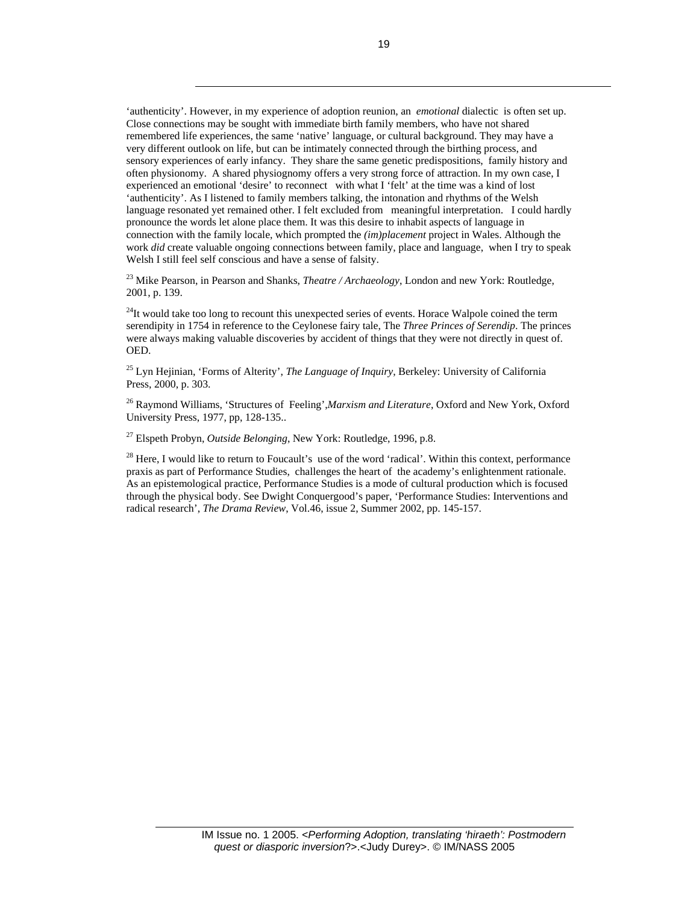'authenticity'. However, in my experience of adoption reunion, an *emotional* dialectic is often set up. Close connections may be sought with immediate birth family members, who have not shared remembered life experiences, the same 'native' language, or cultural background. They may have a very different outlook on life, but can be intimately connected through the birthing process, and sensory experiences of early infancy. They share the same genetic predispositions, family history and often physionomy. A shared physiognomy offers a very strong force of attraction. In my own case, I experienced an emotional 'desire' to reconnect with what I 'felt' at the time was a kind of lost 'authenticity'. As I listened to family members talking, the intonation and rhythms of the Welsh language resonated yet remained other. I felt excluded from meaningful interpretation. I could hardly pronounce the words let alone place them. It was this desire to inhabit aspects of language in connection with the family locale, which prompted the *(im)placement* project in Wales. Although the work *did* create valuable ongoing connections between family, place and language, when I try to speak Welsh I still feel self conscious and have a sense of falsity.

[23] Mike Pearson, in Pearson and Shanks, *Theatre / Archaeology*, London and new York: Routledge, 2001, p. 139.

[24]It would take too long to recount this unexpected series of events. Horace Walpole coined the term serendipity in 1754 in reference to the Ceylonese fairy tale, The *Three Princes of Serendip*. The princes were always making valuable discoveries by accident of things that they were not directly in quest of. OED.

[25] Lyn Hejinian, 'Forms of Alterity', *The Language of Inquiry*, Berkeley: University of California Press, 2000, p. 303.

[26] Raymond Williams, 'Structures of Feeling',*Marxism and Literature*, Oxford and New York, Oxford University Press, 1977, pp, 128-135..

[27] Elspeth Probyn, *Outside Belonging*, New York: Routledge, 1996, p.8.

[28] Here, I would like to return to Foucault's use of the word 'radical'. Within this context, performance praxis as part of Performance Studies, challenges the heart of the academy's enlightenment rationale. As an epistemological practice, Performance Studies is a mode of cultural production which is focused through the physical body. See Dwight Conquergood's paper, 'Performance Studies: Interventions and radical research', *The Drama Review*, Vol.46, issue 2, Summer 2002, pp. 145-157.